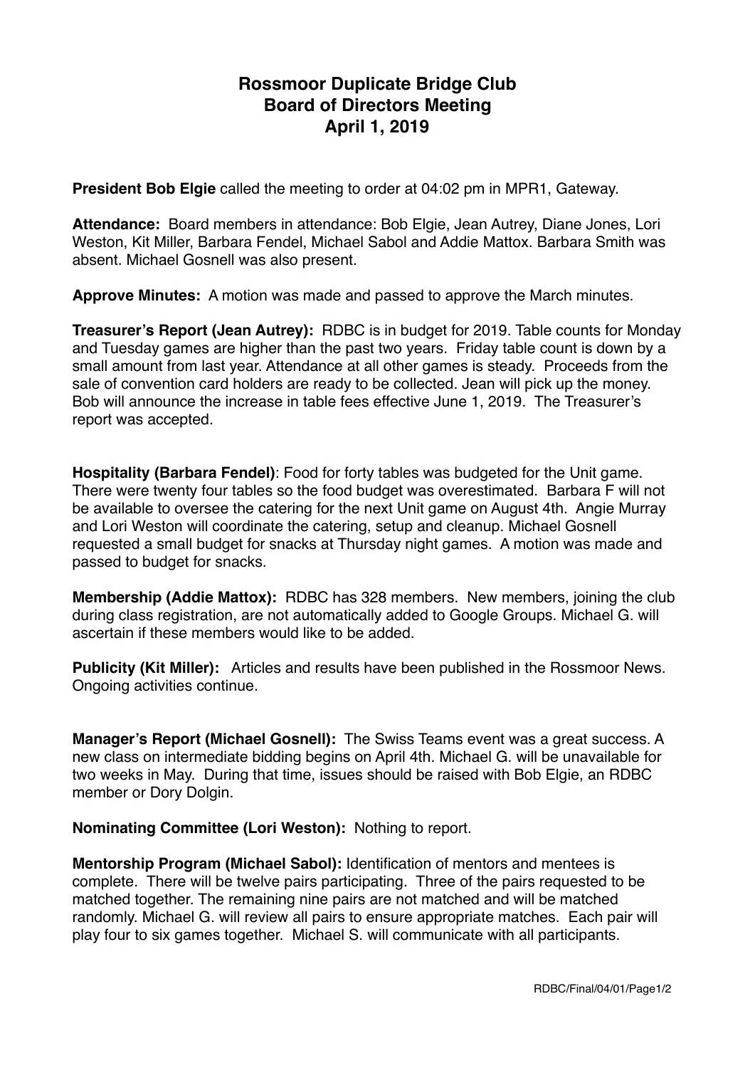# Rossmoor Duplicate Bridge Club
# Board of Directors Meeting
# April 1, 2019

**President Bob Elgie** called the meeting to order at 04:02 pm in MPR1, Gateway.

**Attendance:** Board members in attendance: Bob Elgie, Jean Autrey, Diane Jones, Lori Weston, Kit Miller, Barbara Fendel, Michael Sabol and Addie Mattox. Barbara Smith was absent. Michael Gosnell was also present.

**Approve Minutes:** A motion was made and passed to approve the March minutes.

**Treasurer's Report (Jean Autrey):** RDBC is in budget for 2019. Table counts for Monday and Tuesday games are higher than the past two years. Friday table count is down by a small amount from last year. Attendance at all other games is steady. Proceeds from the sale of convention card holders are ready to be collected. Jean will pick up the money. Bob will announce the increase in table fees effective June 1, 2019. The Treasurer's report was accepted.

**Hospitality (Barbara Fendel)**: Food for forty tables was budgeted for the Unit game. There were twenty four tables so the food budget was overestimated. Barbara F will not be available to oversee the catering for the next Unit game on August 4th. Angie Murray and Lori Weston will coordinate the catering, setup and cleanup. Michael Gosnell requested a small budget for snacks at Thursday night games. A motion was made and passed to budget for snacks.

**Membership (Addie Mattox):** RDBC has 328 members. New members, joining the club during class registration, are not automatically added to Google Groups. Michael G. will ascertain if these members would like to be added.

**Publicity (Kit Miller):** Articles and results have been published in the Rossmoor News. Ongoing activities continue.

**Manager's Report (Michael Gosnell):** The Swiss Teams event was a great success. A new class on intermediate bidding begins on April 4th. Michael G. will be unavailable for two weeks in May. During that time, issues should be raised with Bob Elgie, an RDBC member or Dory Dolgin.

**Nominating Committee (Lori Weston):** Nothing to report.

**Mentorship Program (Michael Sabol):** Identification of mentors and mentees is complete. There will be twelve pairs participating. Three of the pairs requested to be matched together. The remaining nine pairs are not matched and will be matched randomly. Michael G. will review all pairs to ensure appropriate matches. Each pair will play four to six games together. Michael S. will communicate with all participants.

RDBC/Final/04/01/Page1/2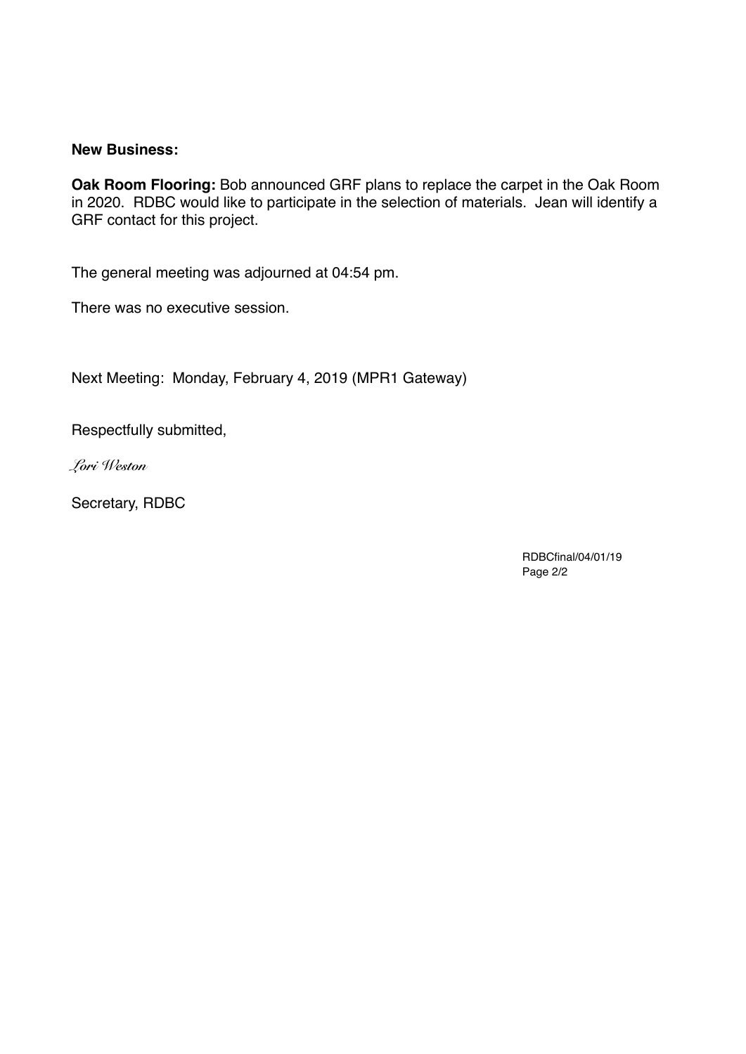**New Business:**

**Oak Room Flooring:** Bob announced GRF plans to replace the carpet in the Oak Room in 2020. RDBC would like to participate in the selection of materials. Jean will identify a GRF contact for this project.

The general meeting was adjourned at 04:54 pm.

There was no executive session.

Next Meeting: Monday, February 4, 2019 (MPR1 Gateway)

Respectfully submitted,

*Lori Weston*

Secretary, RDBC

RDBCfinal/04/01/19